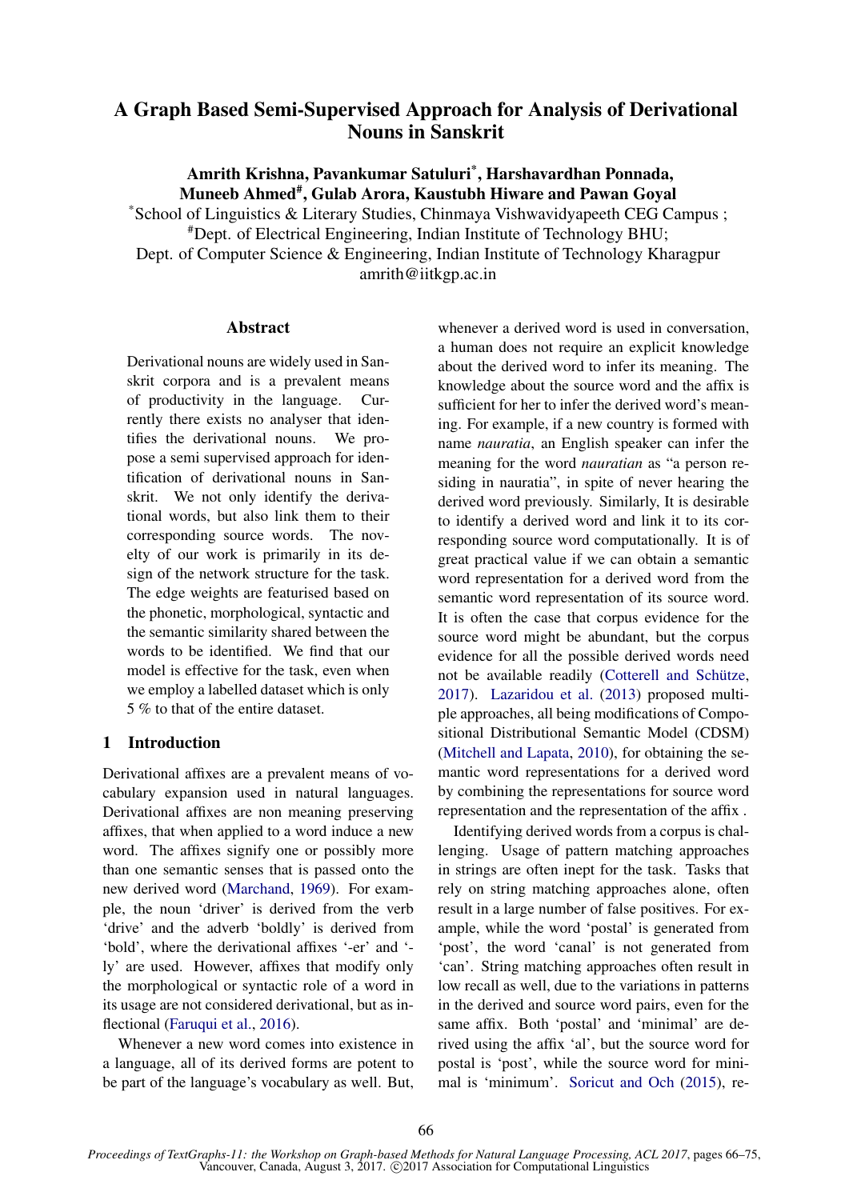# A Graph Based Semi-Supervised Approach for Analysis of Derivational Nouns in Sanskrit

**Amrith Krishna, Pavankumar Satuluri[*], Harshavardhan Ponnada, Muneeb Ahmed[#], Gulab Arora, Kaustubh Hiware and Pawan Goyal**

[*]School of Linguistics & Literary Studies, Chinmaya Vishwavidyapeeth CEG Campus ;
[#]Dept. of Electrical Engineering, Indian Institute of Technology BHU;
Dept. of Computer Science & Engineering, Indian Institute of Technology Kharagpur
amrith@iitkgp.ac.in

## Abstract

Derivational nouns are widely used in Sanskrit corpora and is a prevalent means of productivity in the language. Currently there exists no analyser that identifies the derivational nouns. We propose a semi supervised approach for identification of derivational nouns in Sanskrit. We not only identify the derivational words, but also link them to their corresponding source words. The novelty of our work is primarily in its design of the network structure for the task. The edge weights are featurised based on the phonetic, morphological, syntactic and the semantic similarity shared between the words to be identified. We find that our model is effective for the task, even when we employ a labelled dataset which is only 5 % to that of the entire dataset.

## 1 Introduction

Derivational affixes are a prevalent means of vocabulary expansion used in natural languages. Derivational affixes are non meaning preserving affixes, that when applied to a word induce a new word. The affixes signify one or possibly more than one semantic senses that is passed onto the new derived word (Marchand, 1969). For example, the noun 'driver' is derived from the verb 'drive' and the adverb 'boldly' is derived from 'bold', where the derivational affixes '-er' and '-ly' are used. However, affixes that modify only the morphological or syntactic role of a word in its usage are not considered derivational, but as inflectional (Faruqui et al., 2016).

Whenever a new word comes into existence in a language, all of its derived forms are potent to be part of the language's vocabulary as well. But, whenever a derived word is used in conversation, a human does not require an explicit knowledge about the derived word to infer its meaning. The knowledge about the source word and the affix is sufficient for her to infer the derived word's meaning. For example, if a new country is formed with name *nauratia*, an English speaker can infer the meaning for the word *nauratian* as "a person residing in nauratia", in spite of never hearing the derived word previously. Similarly, It is desirable to identify a derived word and link it to its corresponding source word computationally. It is of great practical value if we can obtain a semantic word representation for a derived word from the semantic word representation of its source word. It is often the case that corpus evidence for the source word might be abundant, but the corpus evidence for all the possible derived words need not be available readily (Cotterell and Schütze, 2017). Lazaridou et al. (2013) proposed multiple approaches, all being modifications of Compositional Distributional Semantic Model (CDSM) (Mitchell and Lapata, 2010), for obtaining the semantic word representations for a derived word by combining the representations for source word representation and the representation of the affix .

Identifying derived words from a corpus is challenging. Usage of pattern matching approaches in strings are often inept for the task. Tasks that rely on string matching approaches alone, often result in a large number of false positives. For example, while the word 'postal' is generated from 'post', the word 'canal' is not generated from 'can'. String matching approaches often result in low recall as well, due to the variations in patterns in the derived and source word pairs, even for the same affix. Both 'postal' and 'minimal' are derived using the affix 'al', but the source word for postal is 'post', while the source word for minimal is 'minimum'. Soricut and Och (2015), re-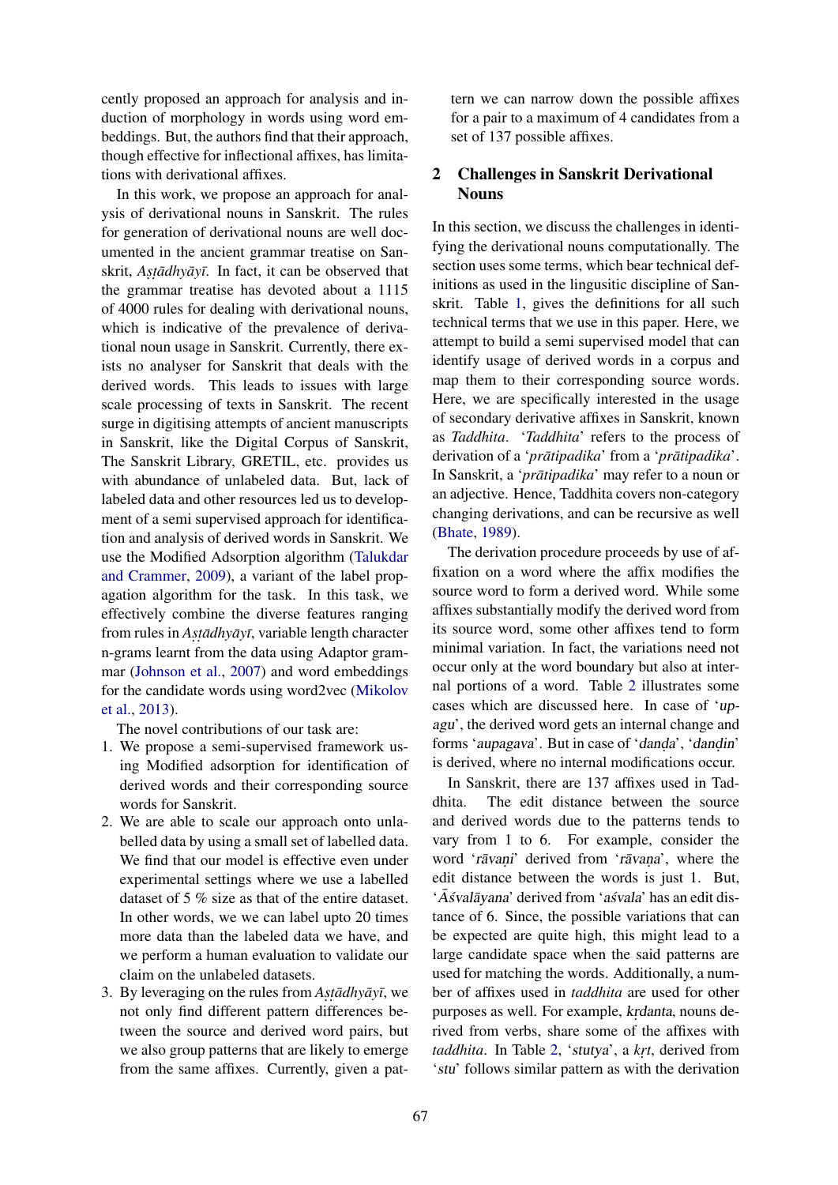cently proposed an approach for analysis and induction of morphology in words using word embeddings. But, the authors find that their approach, though effective for inflectional affixes, has limitations with derivational affixes.

In this work, we propose an approach for analysis of derivational nouns in Sanskrit. The rules for generation of derivational nouns are well documented in the ancient grammar treatise on Sanskrit, *Aṣṭādhyāyī*. In fact, it can be observed that the grammar treatise has devoted about a 1115 of 4000 rules for dealing with derivational nouns, which is indicative of the prevalence of derivational noun usage in Sanskrit. Currently, there exists no analyser for Sanskrit that deals with the derived words. This leads to issues with large scale processing of texts in Sanskrit. The recent surge in digitising attempts of ancient manuscripts in Sanskrit, like the Digital Corpus of Sanskrit, The Sanskrit Library, GRETIL, etc. provides us with abundance of unlabeled data. But, lack of labeled data and other resources led us to development of a semi supervised approach for identification and analysis of derived words in Sanskrit. We use the Modified Adsorption algorithm (Talukdar and Crammer, 2009), a variant of the label propagation algorithm for the task. In this task, we effectively combine the diverse features ranging from rules in *Aṣṭādhyāyī*, variable length character n-grams learnt from the data using Adaptor grammar (Johnson et al., 2007) and word embeddings for the candidate words using word2vec (Mikolov et al., 2013).

The novel contributions of our task are:

1. We propose a semi-supervised framework using Modified adsorption for identification of derived words and their corresponding source words for Sanskrit.
2. We are able to scale our approach onto unlabelled data by using a small set of labelled data. We find that our model is effective even under experimental settings where we use a labelled dataset of 5 % size as that of the entire dataset. In other words, we we can label upto 20 times more data than the labeled data we have, and we perform a human evaluation to validate our claim on the unlabeled datasets.
3. By leveraging on the rules from *Aṣṭādhyāyī*, we not only find different pattern differences between the source and derived word pairs, but we also group patterns that are likely to emerge from the same affixes. Currently, given a pattern we can narrow down the possible affixes for a pair to a maximum of 4 candidates from a set of 137 possible affixes.

## 2 Challenges in Sanskrit Derivational Nouns

In this section, we discuss the challenges in identifying the derivational nouns computationally. The section uses some terms, which bear technical definitions as used in the linguisitic discipline of Sanskrit. Table 1, gives the definitions for all such technical terms that we use in this paper. Here, we attempt to build a semi supervised model that can identify usage of derived words in a corpus and map them to their corresponding source words. Here, we are specifically interested in the usage of secondary derivative affixes in Sanskrit, known as *Taddhita*. '*Taddhita*' refers to the process of derivation of a '*prātipadika*' from a '*prātipadika*'. In Sanskrit, a '*prātipadika*' may refer to a noun or an adjective. Hence, Taddhita covers non-category changing derivations, and can be recursive as well (Bhate, 1989).

The derivation procedure proceeds by use of affixation on a word where the affix modifies the source word to form a derived word. While some affixes substantially modify the derived word from its source word, some other affixes tend to form minimal variation. In fact, the variations need not occur only at the word boundary but also at internal portions of a word. Table 2 illustrates some cases which are discussed here. In case of '*upagu*', the derived word gets an internal change and forms '*aupagava*'. But in case of '*daṇḍa*', '*daṇḍin*' is derived, where no internal modifications occur.

In Sanskrit, there are 137 affixes used in Taddhita. The edit distance between the source and derived words due to the patterns tends to vary from 1 to 6. For example, consider the word '*rāvaṇi*' derived from '*rāvaṇa*', where the edit distance between the words is just 1. But, '*Āśvalāyana*' derived from '*aśvala*' has an edit distance of 6. Since, the possible variations that can be expected are quite high, this might lead to a large candidate space when the said patterns are used for matching the words. Additionally, a number of affixes used in *taddhita* are used for other purposes as well. For example, *kṛdanta*, nouns derived from verbs, share some of the affixes with *taddhita*. In Table 2, '*stutya*', a *kṛt*, derived from '*stu*' follows similar pattern as with the derivation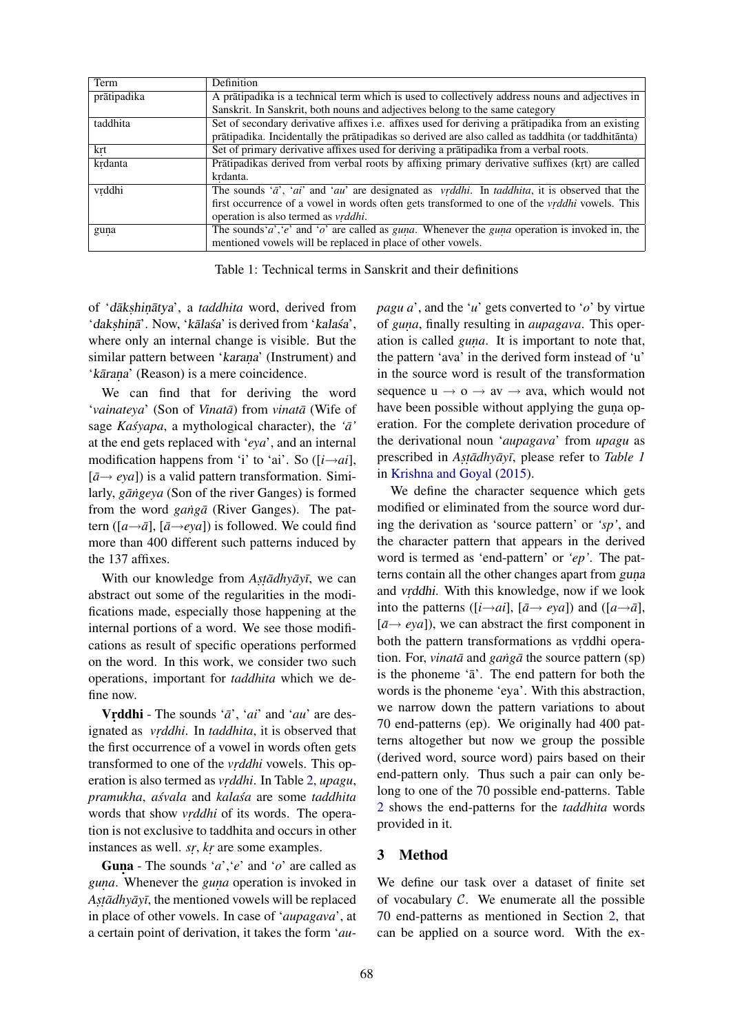| Term | Definition |
|---|---|
| prātipadika | A prātipadika is a technical term which is used to collectively address nouns and adjectives in Sanskrit. In Sanskrit, both nouns and adjectives belong to the same category |
| taddhita | Set of secondary derivative affixes i.e. affixes used for deriving a prātipadika from an existing prātipadika. Incidentally the prātipadikas so derived are also called as taddhita (or taddhitānta) |
| kṛt | Set of primary derivative affixes used for deriving a prātipadika from a verbal roots. |
| kṛdanta | Prātipadikas derived from verbal roots by affixing primary derivative suffixes (kṛt) are called kṛdanta. |
| vṛddhi | The sounds '*ā*', '*ai*' and '*au*' are designated as *vṛddhi*. In *taddhita*, it is observed that the first occurrence of a vowel in words often gets transformed to one of the *vṛddhi* vowels. This operation is also termed as *vṛddhi*. |
| guṇa | The sounds'*a*','*e*' and '*o*' are called as *guṇa*. Whenever the *guṇa* operation is invoked in, the mentioned vowels will be replaced in place of other vowels. |

Table 1: Technical terms in Sanskrit and their definitions

of '*dākṣhiṇātya*', a *taddhita* word, derived from '*dakṣhiṇā*'. Now, '*kālaśa*' is derived from '*kalaśa*', where only an internal change is visible. But the similar pattern between '*karaṇa*' (Instrument) and '*kāraṇa*' (Reason) is a mere coincidence.

We can find that for deriving the word '*vainateya*' (Son of *Vinatā* (Wife of sage *Kaśyapa*, a mythological character), the *'ā'* at the end gets replaced with '*eya*', and an internal modification happens from 'i' to 'ai'. So ([*i*→*ai*], [*ā*→ *eya*]) is a valid pattern transformation. Similarly, *gāṅgeya* (Son of the river Ganges) is formed from the word *gaṅgā* (River Ganges). The pattern ([*a*→*ā*], [*ā*→*eya*]) is followed. We could find more than 400 different such patterns induced by the 137 affixes.

With our knowledge from *Aṣṭādhyāyī*, we can abstract out some of the regularities in the modifications made, especially those happening at the internal portions of a word. We see those modifications as result of specific operations performed on the word. In this work, we consider two such operations, important for *taddhita* which we define now.

**Vṛddhi** - The sounds '*ā*', '*ai*' and '*au*' are designated as *vṛddhi*. In *taddhita*, it is observed that the first occurrence of a vowel in words often gets transformed to one of the *vṛddhi* vowels. This operation is also termed as *vṛddhi*. In Table 2, *upagu*, *pramukha*, *aśvala* and *kalaśa* are some *taddhita* words that show *vṛddhi* of its words. The operation is not exclusive to taddhita and occurs in other instances as well. *sṛ*, *kṛ* are some examples.

**Guṇa** - The sounds '*a*','*e*' and '*o*' are called as *guṇa*. Whenever the *guṇa* operation is invoked in *Aṣṭādhyāyī*, the mentioned vowels will be replaced in place of other vowels. In case of '*aupagava*', at a certain point of derivation, it takes the form '*aupagu a*', and the '*u*' gets converted to '*o*' by virtue of *guṇa*, finally resulting in *aupagava*. This operation is called *guṇa*. It is important to note that, the pattern 'ava' in the derived form instead of 'u' in the source word is result of the transformation sequence u → o → av → ava, which would not have been possible without applying the guṇa operation. For the complete derivation procedure of the derivational noun '*aupagava*' from *upagu* as prescribed in *Aṣṭādhyāyī*, please refer to *Table 1* in Krishna and Goyal (2015).

We define the character sequence which gets modified or eliminated from the source word during the derivation as 'source pattern' or *'sp'*, and the character pattern that appears in the derived word is termed as 'end-pattern' or *'ep'*. The patterns contain all the other changes apart from *guṇa* and *vṛddhi*. With this knowledge, now if we look into the patterns ([*i*→*ai*], [*ā*→ *eya*]) and ([*a*→*ā*], [*ā*→ *eya*]), we can abstract the first component in both the pattern transformations as vṛddhi operation. For, *vinatā* and *gaṅgā* the source pattern (sp) is the phoneme 'ā'. The end pattern for both the words is the phoneme 'eya'. With this abstraction, we narrow down the pattern variations to about 70 end-patterns (ep). We originally had 400 patterns altogether but now we group the possible (derived word, source word) pairs based on their end-pattern only. Thus such a pair can only belong to one of the 70 possible end-patterns. Table 2 shows the end-patterns for the *taddhita* words provided in it.

## 3 Method

We define our task over a dataset of finite set of vocabulary $\mathcal{C}$. We enumerate all the possible 70 end-patterns as mentioned in Section 2, that can be applied on a source word. With the ex-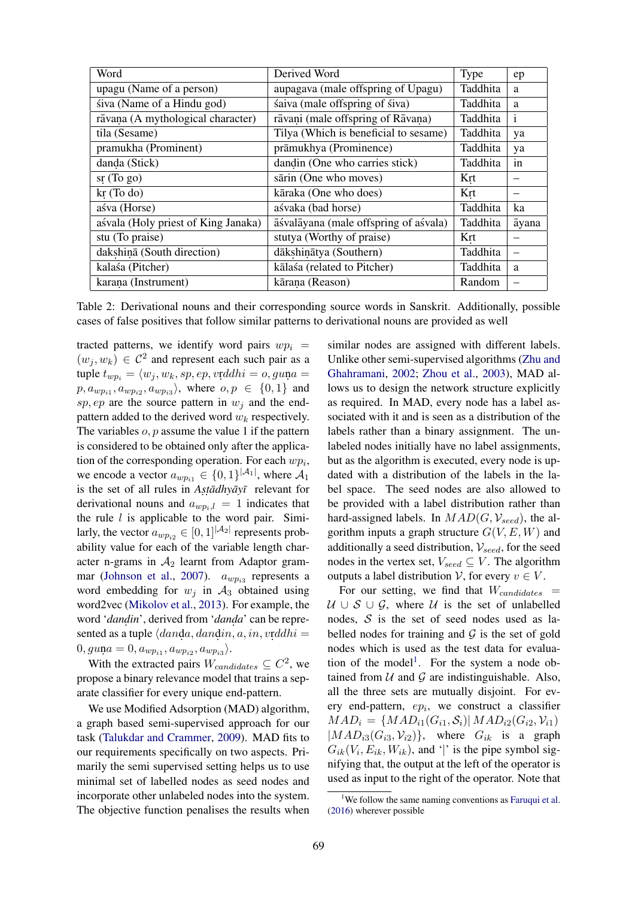| Word | Derived Word | Type | ep |
| --- | --- | --- | --- |
| upagu (Name of a person) | aupagava (male offspring of Upagu) | Taddhita | a |
| śiva (Name of a Hindu god) | śaiva (male offspring of śiva) | Taddhita | a |
| rāvaṇa (A mythological character) | rāvaṇi (male offspring of Rāvaṇa) | Taddhita | i |
| tila (Sesame) | Tilya (Which is beneficial to sesame) | Taddhita | ya |
| pramukha (Prominent) | prāmukhya (Prominence) | Taddhita | ya |
| daṇḍa (Stick) | daṇḍin (One who carries stick) | Taddhita | in |
| sṛ (To go) | sārin (One who moves) | Kṛt | – |
| kṛ (To do) | kāraka (One who does) | Kṛt | – |
| aśva (Horse) | aśvaka (bad horse) | Taddhita | ka |
| aśvala (Holy priest of King Janaka) | āśvalāyana (male offspring of aśvala) | Taddhita | āyana |
| stu (To praise) | stutya (Worthy of praise) | Kṛt | – |
| dakṣiṇā (South direction) | dākṣiṇātya (Southern) | Taddhita | – |
| kalaśa (Pitcher) | kālaśa (related to Pitcher) | Taddhita | a |
| karaṇa (Instrument) | kāraṇa (Reason) | Random | – |

Table 2: Derivational nouns and their corresponding source words in Sanskrit. Additionally, possible cases of false positives that follow similar patterns to derivational nouns are provided as well

tracted patterns, we identify word pairs $wp_i = (w_j, w_k) \in \mathcal{C}^2$ and represent each such pair as a tuple $t_{wp_i} = \langle w_j, w_k, sp, ep, vṛddhi = o, guṇa = p, a_{wp_{i1}}, a_{wp_{i2}}, a_{wp_{i3}} \rangle$, where $o, p \in \{0, 1\}$ and $sp, ep$ are the source pattern in $w_j$ and the end-pattern added to the derived word $w_k$ respectively. The variables $o, p$ assume the value 1 if the pattern is considered to be obtained only after the application of the corresponding operation. For each $wp_i$, we encode a vector $a_{wp_{i1}} \in \{0, 1\}^{|\mathcal{A}_1|}$, where $\mathcal{A}_1$ is the set of all rules in *Aṣṭādhyāyī* relevant for derivational nouns and $a_{wp_i,l} = 1$ indicates that the rule $l$ is applicable to the word pair. Similarly, the vector $a_{wp_{i2}} \in [0, 1]^{|\mathcal{A}_2|}$ represents probability value for each of the variable length character n-grams in $\mathcal{A}_2$ learnt from Adaptor grammar (Johnson et al., 2007). $a_{wp_{i3}}$ represents a word embedding for $w_j$ in $\mathcal{A}_3$ obtained using word2vec (Mikolov et al., 2013). For example, the word '*daṇḍin*', derived from '*daṇḍa*' can be represented as a tuple $\langle daṇḍa, daṇḍin, a, in, vṛddhi = 0, guṇa = 0, a_{wp_{i1}}, a_{wp_{i2}}, a_{wp_{i3}} \rangle$.

With the extracted pairs $W_{candidates} \subseteq C^2$, we propose a binary relevance model that trains a separate classifier for every unique end-pattern.

We use Modified Adsorption (MAD) algorithm, a graph based semi-supervised approach for our task (Talukdar and Crammer, 2009). MAD fits to our requirements specifically on two aspects. Primarily the semi supervised setting helps us to use minimal set of labelled nodes as seed nodes and incorporate other unlabeled nodes into the system. The objective function penalises the results when similar nodes are assigned with different labels. Unlike other semi-supervised algorithms (Zhu and Ghahramani, 2002; Zhou et al., 2003), MAD allows us to design the network structure explicitly as required. In MAD, every node has a label associated with it and is seen as a distribution of the labels rather than a binary assignment. The unlabeled nodes initially have no label assignments, but as the algorithm is executed, every node is updated with a distribution of the labels in the label space. The seed nodes are also allowed to be provided with a label distribution rather than hard-assigned labels. In $MAD(G, \mathcal{V}_{seed})$, the algorithm inputs a graph structure $G(V, E, W)$ and additionally a seed distribution, $\mathcal{V}_{seed}$, for the seed nodes in the vertex set, $V_{seed} \subseteq V$. The algorithm outputs a label distribution $\mathcal{V}$, for every $v \in V$.

For our setting, we find that $W_{candidates} = \mathcal{U} \cup \mathcal{S} \cup \mathcal{G}$, where $\mathcal{U}$ is the set of unlabelled nodes, $\mathcal{S}$ is the set of seed nodes used as labelled nodes for training and $\mathcal{G}$ is the set of gold nodes which is used as the test data for evaluation of the model[1]. For the system a node obtained from $\mathcal{U}$ and $\mathcal{G}$ are indistinguishable. Also, all the three sets are mutually disjoint. For every end-pattern, $ep_i$, we construct a classifier $MAD_i = \{MAD_{i1}(G_{i1}, \mathcal{S}_i) | MAD_{i2}(G_{i2}, \mathcal{V}_{i1}) | MAD_{i3}(G_{i3}, \mathcal{V}_{i2})\}$, where $G_{ik}$ is a graph $G_{ik}(V_i, E_{ik}, W_{ik})$, and '|' is the pipe symbol signifying that, the output at the left of the operator is used as input to the right of the operator. Note that

[1] We follow the same naming conventions as Faruqui et al. (2016) wherever possible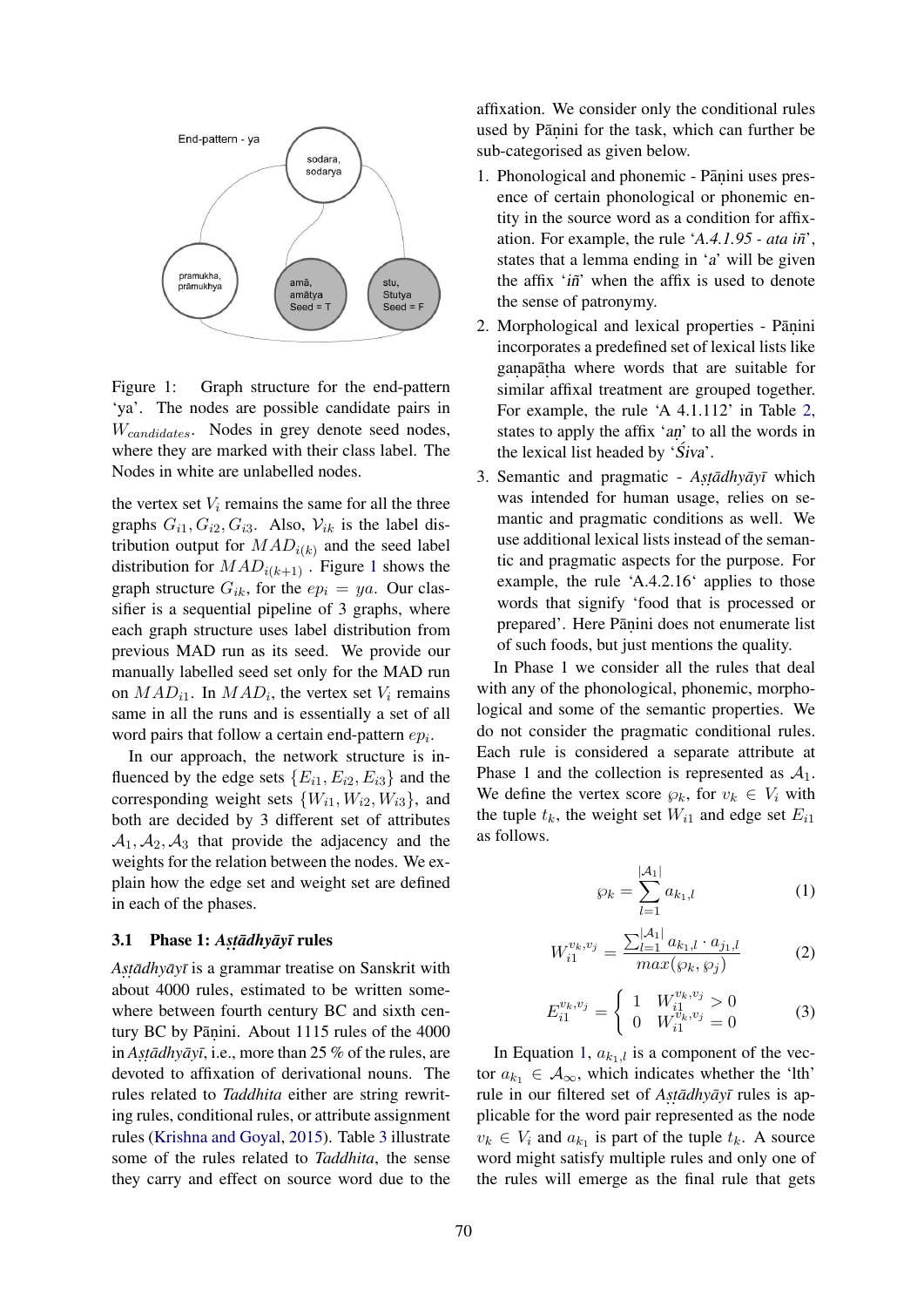End-pattern - ya

sodara, sodarya

pramukha, prāmukhya

amā, amātya Seed = T

stu, Stutya Seed = F

Figure 1: Graph structure for the end-pattern 'ya'. The nodes are possible candidate pairs in $W_{candidates}$. Nodes in grey denote seed nodes, where they are marked with their class label. The Nodes in white are unlabelled nodes.

the vertex set $V_i$ remains the same for all the three graphs $G_{i1}, G_{i2}, G_{i3}$. Also, $\mathcal{V}_{ik}$ is the label distribution output for $MAD_{i(k)}$ and the seed label distribution for $MAD_{i(k+1)}$ . Figure 1 shows the graph structure $G_{ik}$, for the $ep_i = ya$. Our classifier is a sequential pipeline of 3 graphs, where each graph structure uses label distribution from previous MAD run as its seed. We provide our manually labelled seed set only for the MAD run on $MAD_{i1}$. In $MAD_i$, the vertex set $V_i$ remains same in all the runs and is essentially a set of all word pairs that follow a certain end-pattern $ep_i$.

In our approach, the network structure is influenced by the edge sets $\{E_{i1}, E_{i2}, E_{i3}\}$ and the corresponding weight sets $\{W_{i1}, W_{i2}, W_{i3}\}$, and both are decided by 3 different set of attributes $\mathcal{A}_1, \mathcal{A}_2, \mathcal{A}_3$ that provide the adjacency and the weights for the relation between the nodes. We explain how the edge set and weight set are defined in each of the phases.

### 3.1 Phase 1: *Aṣṭādhyāyī* rules

*Aṣṭādhyāyī* is a grammar treatise on Sanskrit with about 4000 rules, estimated to be written somewhere between fourth century BC and sixth century BC by Pāṇini. About 1115 rules of the 4000 in *Aṣṭādhyāyī*, i.e., more than 25 % of the rules, are devoted to affixation of derivational nouns. The rules related to *Taddhita* either are string rewriting rules, conditional rules, or attribute assignment rules (Krishna and Goyal, 2015). Table 3 illustrate some of the rules related to *Taddhita*, the sense they carry and effect on source word due to the affixation. We consider only the conditional rules used by Pāṇini for the task, which can further be sub-categorised as given below.

1. Phonological and phonemic - Pāṇini uses presence of certain phonological or phonemic entity in the source word as a condition for affixation. For example, the rule '*A.4.1.95 - ata iñ*', states that a lemma ending in '*a*' will be given the affix '*iñ*' when the affix is used to denote the sense of patronymy.
2. Morphological and lexical properties - Pāṇini incorporates a predefined set of lexical lists like gaṇapāṭha where words that are suitable for similar affixal treatment are grouped together. For example, the rule 'A 4.1.112' in Table 2, states to apply the affix '*aṇ*' to all the words in the lexical list headed by '*Śiva*'.
3. Semantic and pragmatic - *Aṣṭādhyāyī* which was intended for human usage, relies on semantic and pragmatic conditions as well. We use additional lexical lists instead of the semantic and pragmatic aspects for the purpose. For example, the rule 'A.4.2.16' applies to those words that signify 'food that is processed or prepared'. Here Pāṇini does not enumerate list of such foods, but just mentions the quality.

In Phase 1 we consider all the rules that deal with any of the phonological, phonemic, morphological and some of the semantic properties. We do not consider the pragmatic conditional rules. Each rule is considered a separate attribute at Phase 1 and the collection is represented as $\mathcal{A}_1$. We define the vertex score $\wp_k$, for $v_k \in V_i$ with the tuple $t_k$, the weight set $W_{i1}$ and edge set $E_{i1}$ as follows.

$$\wp_k = \sum_{l=1}^{|\mathcal{A}_1|} a_{k_1,l} \tag{1}$$

$$W_{i1}^{v_k,v_j} = \frac{\sum_{l=1}^{|\mathcal{A}_1|} a_{k_1,l} \cdot a_{j_1,l}}{max(\wp_k, \wp_j)} \tag{2}$$

$$E_{i1}^{v_k,v_j} = \begin{cases} 1 & W_{i1}^{v_k,v_j} > 0 \\ 0 & W_{i1}^{v_k,v_j} = 0 \end{cases} \tag{3}$$

In Equation 1, $a_{k_1,l}$ is a component of the vector $a_{k_1} \in \mathcal{A}_\infty$, which indicates whether the 'lth' rule in our filtered set of *Aṣṭādhyāyī* rules is applicable for the word pair represented as the node $v_k \in V_i$ and $a_{k_1}$ is part of the tuple $t_k$. A source word might satisfy multiple rules and only one of the rules will emerge as the final rule that gets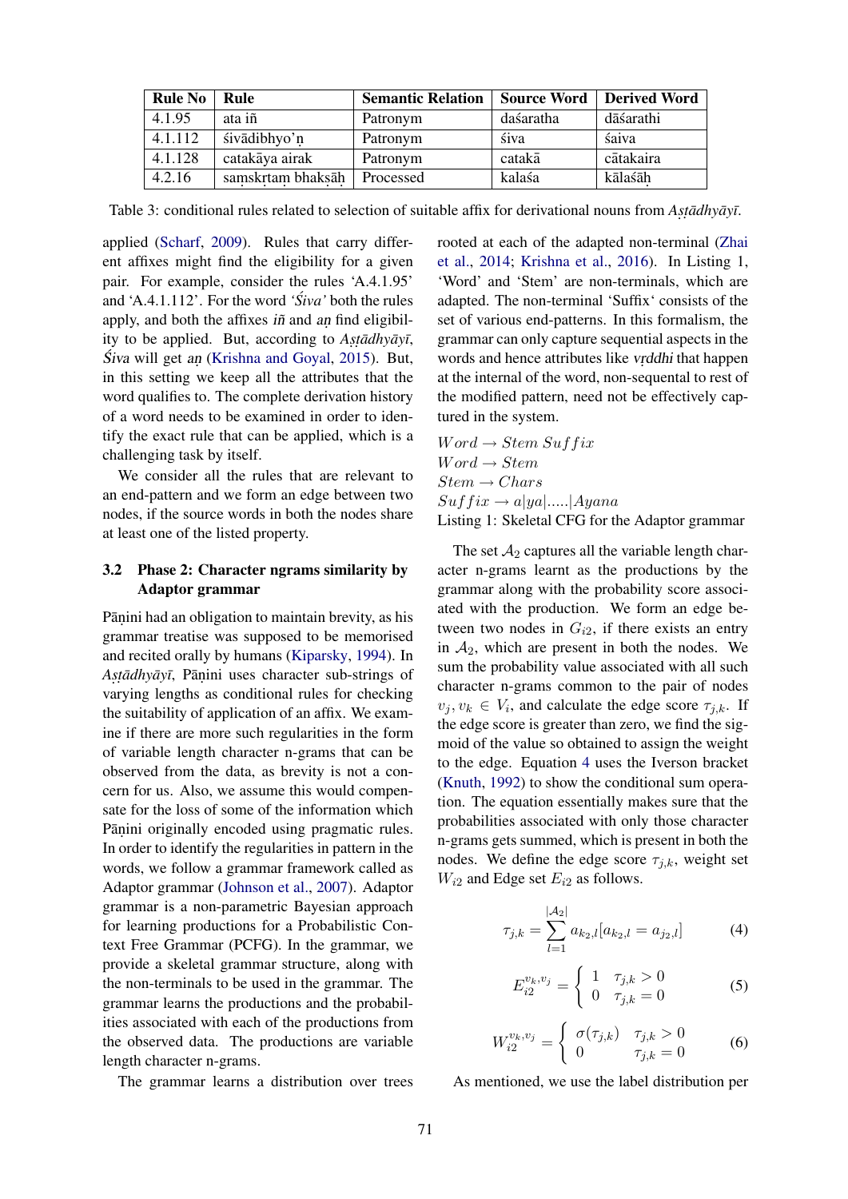| Rule No | Rule | Semantic Relation | Source Word | Derived Word |
| --- | --- | --- | --- | --- |
| 4.1.95 | ata iñ | Patronym | daśaratha | dāśarathi |
| 4.1.112 | śivādibhyo'ṇ | Patronym | śiva | śaiva |
| 4.1.128 | catakāya airak | Patronym | catakā | cātakaira |
| 4.2.16 | saṃskṛtaṃ bhakṣāḥ | Processed | kalaśa | kālaśāḥ |

Table 3: conditional rules related to selection of suitable affix for derivational nouns from *Aṣṭādhyāyī*.

applied (Scharf, 2009). Rules that carry different affixes might find the eligibility for a given pair. For example, consider the rules 'A.4.1.95' and 'A.4.1.112'. For the word '*Śiva'* both the rules apply, and both the affixes *iñ* and *aṇ* find eligibility to be applied. But, according to *Aṣṭādhyāyī*, *Śiva* will get *aṇ* (Krishna and Goyal, 2015). But, in this setting we keep all the attributes that the word qualifies to. The complete derivation history of a word needs to be examined in order to identify the exact rule that can be applied, which is a challenging task by itself.

We consider all the rules that are relevant to an end-pattern and we form an edge between two nodes, if the source words in both the nodes share at least one of the listed property.

### 3.2 Phase 2: Character ngrams similarity by Adaptor grammar

Pāṇini had an obligation to maintain brevity, as his grammar treatise was supposed to be memorised and recited orally by humans (Kiparsky, 1994). In *Aṣṭādhyāyī*, Pāṇini uses character sub-strings of varying lengths as conditional rules for checking the suitability of application of an affix. We examine if there are more such regularities in the form of variable length character n-grams that can be observed from the data, as brevity is not a concern for us. Also, we assume this would compensate for the loss of some of the information which Pāṇini originally encoded using pragmatic rules. In order to identify the regularities in pattern in the words, we follow a grammar framework called as Adaptor grammar (Johnson et al., 2007). Adaptor grammar is a non-parametric Bayesian approach for learning productions for a Probabilistic Context Free Grammar (PCFG). In the grammar, we provide a skeletal grammar structure, along with the non-terminals to be used in the grammar. The grammar learns the productions and the probabilities associated with each of the productions from the observed data. The productions are variable length character n-grams.

The grammar learns a distribution over trees rooted at each of the adapted non-terminal (Zhai et al., 2014; Krishna et al., 2016). In Listing 1, 'Word' and 'Stem' are non-terminals, which are adapted. The non-terminal 'Suffix' consists of the set of various end-patterns. In this formalism, the grammar can only capture sequential aspects in the words and hence attributes like *vṛddhi* that happen at the internal of the word, non-sequental to rest of the modified pattern, need not be effectively captured in the system.

$Word \rightarrow Stem\ Suffix$
$Word \rightarrow Stem$
$Stem \rightarrow Chars$
$Suffix \rightarrow a|ya|.....|Ayana$

Listing 1: Skeletal CFG for the Adaptor grammar

The set $\mathcal{A}_2$ captures all the variable length character n-grams learnt as the productions by the grammar along with the probability score associated with the production. We form an edge between two nodes in $G_{i2}$, if there exists an entry in $\mathcal{A}_2$, which are present in both the nodes. We sum the probability value associated with all such character n-grams common to the pair of nodes $v_j, v_k \in V_i$, and calculate the edge score $\tau_{j,k}$. If the edge score is greater than zero, we find the sigmoid of the value so obtained to assign the weight to the edge. Equation 4 uses the Iverson bracket (Knuth, 1992) to show the conditional sum operation. The equation essentially makes sure that the probabilities associated with only those character n-grams gets summed, which is present in both the nodes. We define the edge score $\tau_{j,k}$, weight set $W_{i2}$ and Edge set $E_{i2}$ as follows.

$$\tau_{j,k} = \sum_{l=1}^{|\mathcal{A}_2|} a_{k_2,l}[a_{k_2,l} = a_{j_2,l}] \tag{4}$$

$$E_{i2}^{v_k,v_j} = \begin{cases} 1 & \tau_{j,k} > 0 \\ 0 & \tau_{j,k} = 0 \end{cases} \tag{5}$$

$$W_{i2}^{v_k,v_j} = \begin{cases} \sigma(\tau_{j,k}) & \tau_{j,k} > 0 \\ 0 & \tau_{j,k} = 0 \end{cases} \tag{6}$$

As mentioned, we use the label distribution per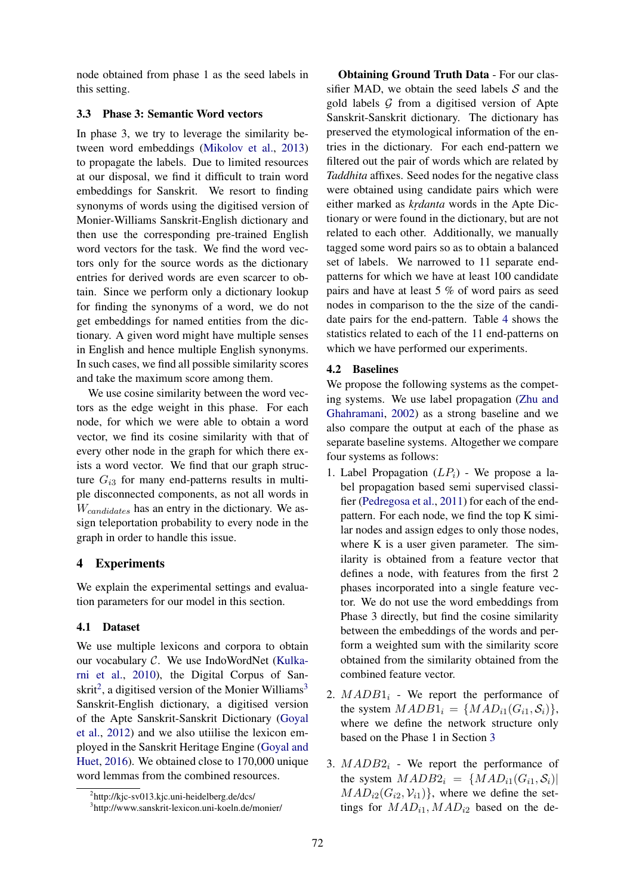node obtained from phase 1 as the seed labels in this setting.

### 3.3 Phase 3: Semantic Word vectors

In phase 3, we try to leverage the similarity between word embeddings (Mikolov et al., 2013) to propagate the labels. Due to limited resources at our disposal, we find it difficult to train word embeddings for Sanskrit. We resort to finding synonyms of words using the digitised version of Monier-Williams Sanskrit-English dictionary and then use the corresponding pre-trained English word vectors for the task. We find the word vectors only for the source words as the dictionary entries for derived words are even scarcer to obtain. Since we perform only a dictionary lookup for finding the synonyms of a word, we do not get embeddings for named entities from the dictionary. A given word might have multiple senses in English and hence multiple English synonyms. In such cases, we find all possible similarity scores and take the maximum score among them.

We use cosine similarity between the word vectors as the edge weight in this phase. For each node, for which we were able to obtain a word vector, we find its cosine similarity with that of every other node in the graph for which there exists a word vector. We find that our graph structure $G_{i3}$ for many end-patterns results in multiple disconnected components, as not all words in $W_{candidates}$ has an entry in the dictionary. We assign teleportation probability to every node in the graph in order to handle this issue.

## 4 Experiments

We explain the experimental settings and evaluation parameters for our model in this section.

### 4.1 Dataset

We use multiple lexicons and corpora to obtain our vocabulary $\mathcal{C}$. We use IndoWordNet (Kulkarni et al., 2010), the Digital Corpus of Sanskrit[2], a digitised version of the Monier Williams[3] Sanskrit-English dictionary, a digitised version of the Apte Sanskrit-Sanskrit Dictionary (Goyal et al., 2012) and we also utiilise the lexicon employed in the Sanskrit Heritage Engine (Goyal and Huet, 2016). We obtained close to 170,000 unique word lemmas from the combined resources.

[2]http://kjc-sv013.kjc.uni-heidelberg.de/dcs/

[3]http://www.sanskrit-lexicon.uni-koeln.de/monier/

**Obtaining Ground Truth Data** - For our classifier MAD, we obtain the seed labels $\mathcal{S}$ and the gold labels $\mathcal{G}$ from a digitised version of Apte Sanskrit-Sanskrit dictionary. The dictionary has preserved the etymological information of the entries in the dictionary. For each end-pattern we filtered out the pair of words which are related by *Taddhita* affixes. Seed nodes for the negative class were obtained using candidate pairs which were either marked as *kṛdanta* words in the Apte Dictionary or were found in the dictionary, but are not related to each other. Additionally, we manually tagged some word pairs so as to obtain a balanced set of labels. We narrowed to 11 separate end-patterns for which we have at least 100 candidate pairs and have at least 5 % of word pairs as seed nodes in comparison to the the size of the candidate pairs for the end-pattern. Table 4 shows the statistics related to each of the 11 end-patterns on which we have performed our experiments.

### 4.2 Baselines

We propose the following systems as the competing systems. We use label propagation (Zhu and Ghahramani, 2002) as a strong baseline and we also compare the output at each of the phase as separate baseline systems. Altogether we compare four systems as follows:

1. Label Propagation ($LP_i$) - We propose a label propagation based semi supervised classifier (Pedregosa et al., 2011) for each of the end-pattern. For each node, we find the top K similar nodes and assign edges to only those nodes, where K is a user given parameter. The similarity is obtained from a feature vector that defines a node, with features from the first 2 phases incorporated into a single feature vector. We do not use the word embeddings from Phase 3 directly, but find the cosine similarity between the embeddings of the words and perform a weighted sum with the similarity score obtained from the similarity obtained from the combined feature vector.

2. $MADB1_i$ - We report the performance of the system $MADB1_i = \{MAD_{i1}(G_{i1}, \mathcal{S}_i)\}$, where we define the network structure only based on the Phase 1 in Section 3

3. $MADB2_i$ - We report the performance of the system $MADB2_i = \{MAD_{i1}(G_{i1}, \mathcal{S}_i)| MAD_{i2}(G_{i2}, \mathcal{V}_{i1})\}$, where we define the settings for $MAD_{i1}, MAD_{i2}$ based on the de-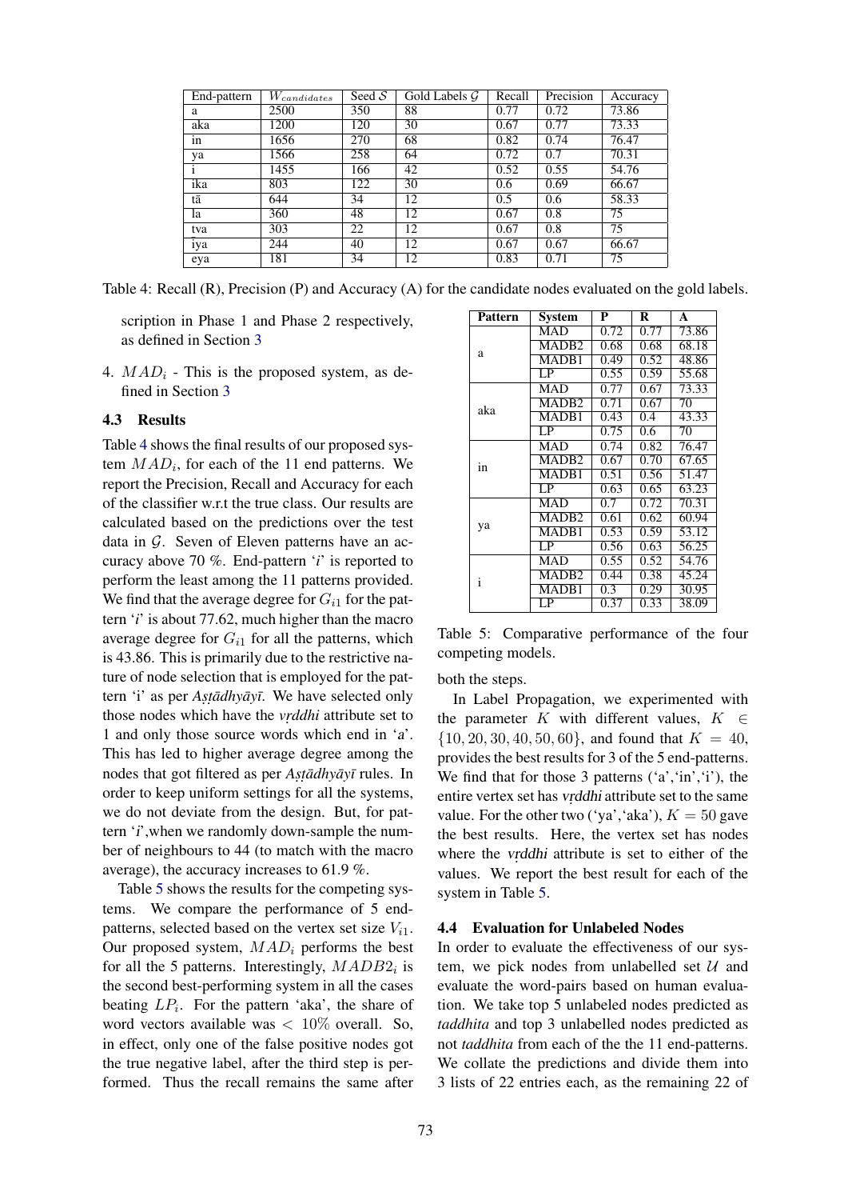| End-pattern | $W_{candidates}$ | Seed $\mathcal{S}$ | Gold Labels $\mathcal{G}$ | Recall | Precision | Accuracy |
|---|---|---|---|---|---|---|
| a | 2500 | 350 | 88 | 0.77 | 0.72 | 73.86 |
| aka | 1200 | 120 | 30 | 0.67 | 0.77 | 73.33 |
| in | 1656 | 270 | 68 | 0.82 | 0.74 | 76.47 |
| ya | 1566 | 258 | 64 | 0.72 | 0.7 | 70.31 |
| i | 1455 | 166 | 42 | 0.52 | 0.55 | 54.76 |
| ika | 803 | 122 | 30 | 0.6 | 0.69 | 66.67 |
| tā | 644 | 34 | 12 | 0.5 | 0.6 | 58.33 |
| la | 360 | 48 | 12 | 0.67 | 0.8 | 75 |
| tva | 303 | 22 | 12 | 0.67 | 0.8 | 75 |
| iya | 244 | 40 | 12 | 0.67 | 0.67 | 66.67 |
| eya | 181 | 34 | 12 | 0.83 | 0.71 | 75 |

Table 4: Recall (R), Precision (P) and Accuracy (A) for the candidate nodes evaluated on the gold labels.

scription in Phase 1 and Phase 2 respectively, as defined in Section 3

4. $MAD_i$ - This is the proposed system, as defined in Section 3

### 4.3 Results

Table 4 shows the final results of our proposed system $MAD_i$, for each of the 11 end patterns. We report the Precision, Recall and Accuracy for each of the classifier w.r.t the true class. Our results are calculated based on the predictions over the test data in $\mathcal{G}$. Seven of Eleven patterns have an accuracy above 70 %. End-pattern '*i*' is reported to perform the least among the 11 patterns provided. We find that the average degree for $G_{i1}$ for the pattern '*i*' is about 77.62, much higher than the macro average degree for $G_{i1}$ for all the patterns, which is 43.86. This is primarily due to the restrictive nature of node selection that is employed for the pattern 'i' as per *Aṣṭādhyāyī*. We have selected only those nodes which have the *vṛddhi* attribute set to 1 and only those source words which end in '*a*'. This has led to higher average degree among the nodes that got filtered as per *Aṣṭādhyāyī* rules. In order to keep uniform settings for all the systems, we do not deviate from the design. But, for pattern '*i*',when we randomly down-sample the number of neighbours to 44 (to match with the macro average), the accuracy increases to 61.9 %.

Table 5 shows the results for the competing systems. We compare the performance of 5 end-patterns, selected based on the vertex set size $V_{i1}$. Our proposed system, $MAD_i$ performs the best for all the 5 patterns. Interestingly, $MADB2_i$ is the second best-performing system in all the cases beating $LP_i$. For the pattern 'aka', the share of word vectors available was $< 10\%$ overall. So, in effect, only one of the false positive nodes got the true negative label, after the third step is performed. Thus the recall remains the same after both the steps.

| Pattern | System | P | R | A |
|---|---|---|---|---|
| a | MAD | 0.72 | 0.77 | 73.86 |
| | MADB2 | 0.68 | 0.68 | 68.18 |
| | MADB1 | 0.49 | 0.52 | 48.86 |
| | LP | 0.55 | 0.59 | 55.68 |
| aka | MAD | 0.77 | 0.67 | 73.33 |
| | MADB2 | 0.71 | 0.67 | 70 |
| | MADB1 | 0.43 | 0.4 | 43.33 |
| | LP | 0.75 | 0.6 | 70 |
| in | MAD | 0.74 | 0.82 | 76.47 |
| | MADB2 | 0.67 | 0.70 | 67.65 |
| | MADB1 | 0.51 | 0.56 | 51.47 |
| | LP | 0.63 | 0.65 | 63.23 |
| ya | MAD | 0.7 | 0.72 | 70.31 |
| | MADB2 | 0.61 | 0.62 | 60.94 |
| | MADB1 | 0.53 | 0.59 | 53.12 |
| | LP | 0.56 | 0.63 | 56.25 |
| i | MAD | 0.55 | 0.52 | 54.76 |
| | MADB2 | 0.44 | 0.38 | 45.24 |
| | MADB1 | 0.3 | 0.29 | 30.95 |
| | LP | 0.37 | 0.33 | 38.09 |

Table 5: Comparative performance of the four competing models.

In Label Propagation, we experimented with the parameter $K$ with different values, $K \in \{10, 20, 30, 40, 50, 60\}$, and found that $K = 40$, provides the best results for 3 of the 5 end-patterns. We find that for those 3 patterns ('a','in','i'), the entire vertex set has *vṛddhi* attribute set to the same value. For the other two ('ya','aka'), $K = 50$ gave the best results. Here, the vertex set has nodes where the *vṛddhi* attribute is set to either of the values. We report the best result for each of the system in Table 5.

### 4.4 Evaluation for Unlabeled Nodes

In order to evaluate the effectiveness of our system, we pick nodes from unlabelled set $\mathcal{U}$ and evaluate the word-pairs based on human evaluation. We take top 5 unlabeled nodes predicted as *taddhita* and top 3 unlabelled nodes predicted as not *taddhita* from each of the the 11 end-patterns. We collate the predictions and divide them into 3 lists of 22 entries each, as the remaining 22 of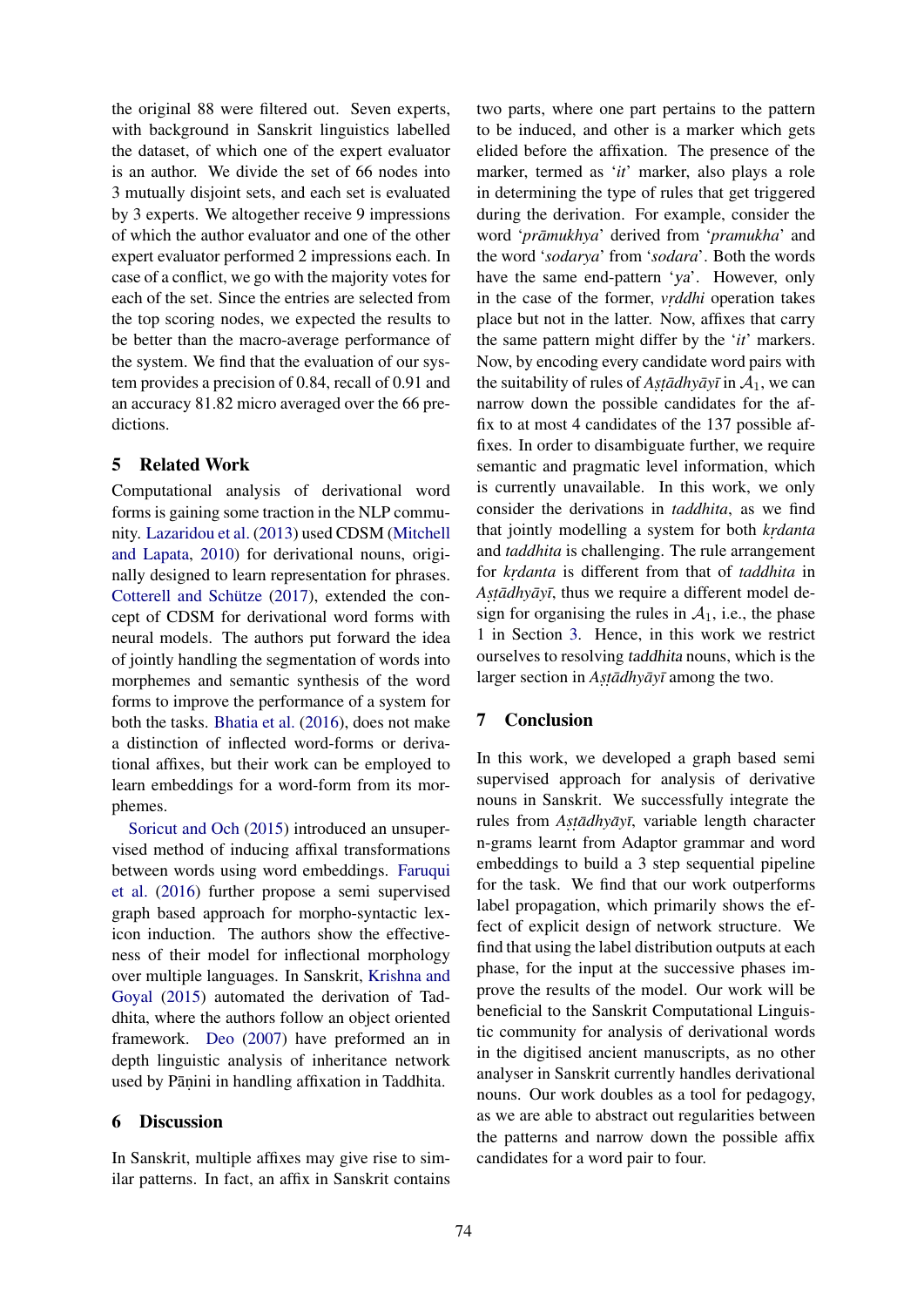the original 88 were filtered out. Seven experts, with background in Sanskrit linguistics labelled the dataset, of which one of the expert evaluator is an author. We divide the set of 66 nodes into 3 mutually disjoint sets, and each set is evaluated by 3 experts. We altogether receive 9 impressions of which the author evaluator and one of the other expert evaluator performed 2 impressions each. In case of a conflict, we go with the majority votes for each of the set. Since the entries are selected from the top scoring nodes, we expected the results to be better than the macro-average performance of the system. We find that the evaluation of our system provides a precision of 0.84, recall of 0.91 and an accuracy 81.82 micro averaged over the 66 predictions.

## 5 Related Work

Computational analysis of derivational word forms is gaining some traction in the NLP community. Lazaridou et al. (2013) used CDSM (Mitchell and Lapata, 2010) for derivational nouns, originally designed to learn representation for phrases. Cotterell and Schütze (2017), extended the concept of CDSM for derivational word forms with neural models. The authors put forward the idea of jointly handling the segmentation of words into morphemes and semantic synthesis of the word forms to improve the performance of a system for both the tasks. Bhatia et al. (2016), does not make a distinction of inflected word-forms or derivational affixes, but their work can be employed to learn embeddings for a word-form from its morphemes.

Soricut and Och (2015) introduced an unsupervised method of inducing affixal transformations between words using word embeddings. Faruqui et al. (2016) further propose a semi supervised graph based approach for morpho-syntactic lexicon induction. The authors show the effectiveness of their model for inflectional morphology over multiple languages. In Sanskrit, Krishna and Goyal (2015) automated the derivation of Taddhita, where the authors follow an object oriented framework. Deo (2007) have preformed an in depth linguistic analysis of inheritance network used by Pāṇini in handling affixation in Taddhita.

## 6 Discussion

In Sanskrit, multiple affixes may give rise to similar patterns. In fact, an affix in Sanskrit contains two parts, where one part pertains to the pattern to be induced, and other is a marker which gets elided before the affixation. The presence of the marker, termed as '*it*' marker, also plays a role in determining the type of rules that get triggered during the derivation. For example, consider the word '*prāmukhya*' derived from '*pramukha*' and the word '*sodarya*' from '*sodara*'. Both the words have the same end-pattern '*ya*'. However, only in the case of the former, *vṛddhi* operation takes place but not in the latter. Now, affixes that carry the same pattern might differ by the '*it*' markers. Now, by encoding every candidate word pairs with the suitability of rules of *Aṣṭādhyāyī* in $\mathcal{A}_1$, we can narrow down the possible candidates for the affix to at most 4 candidates of the 137 possible affixes. In order to disambiguate further, we require semantic and pragmatic level information, which is currently unavailable. In this work, we only consider the derivations in *taddhita*, as we find that jointly modelling a system for both *kṛdanta* and *taddhita* is challenging. The rule arrangement for *kṛdanta* is different from that of *taddhita* in *Aṣṭādhyāyī*, thus we require a different model design for organising the rules in $\mathcal{A}_1$, i.e., the phase 1 in Section 3. Hence, in this work we restrict ourselves to resolving taddhita nouns, which is the larger section in *Aṣṭādhyāyī* among the two.

## 7 Conclusion

In this work, we developed a graph based semi supervised approach for analysis of derivative nouns in Sanskrit. We successfully integrate the rules from *Aṣṭādhyāyī*, variable length character n-grams learnt from Adaptor grammar and word embeddings to build a 3 step sequential pipeline for the task. We find that our work outperforms label propagation, which primarily shows the effect of explicit design of network structure. We find that using the label distribution outputs at each phase, for the input at the successive phases improve the results of the model. Our work will be beneficial to the Sanskrit Computational Linguistic community for analysis of derivational words in the digitised ancient manuscripts, as no other analyser in Sanskrit currently handles derivational nouns. Our work doubles as a tool for pedagogy, as we are able to abstract out regularities between the patterns and narrow down the possible affix candidates for a word pair to four.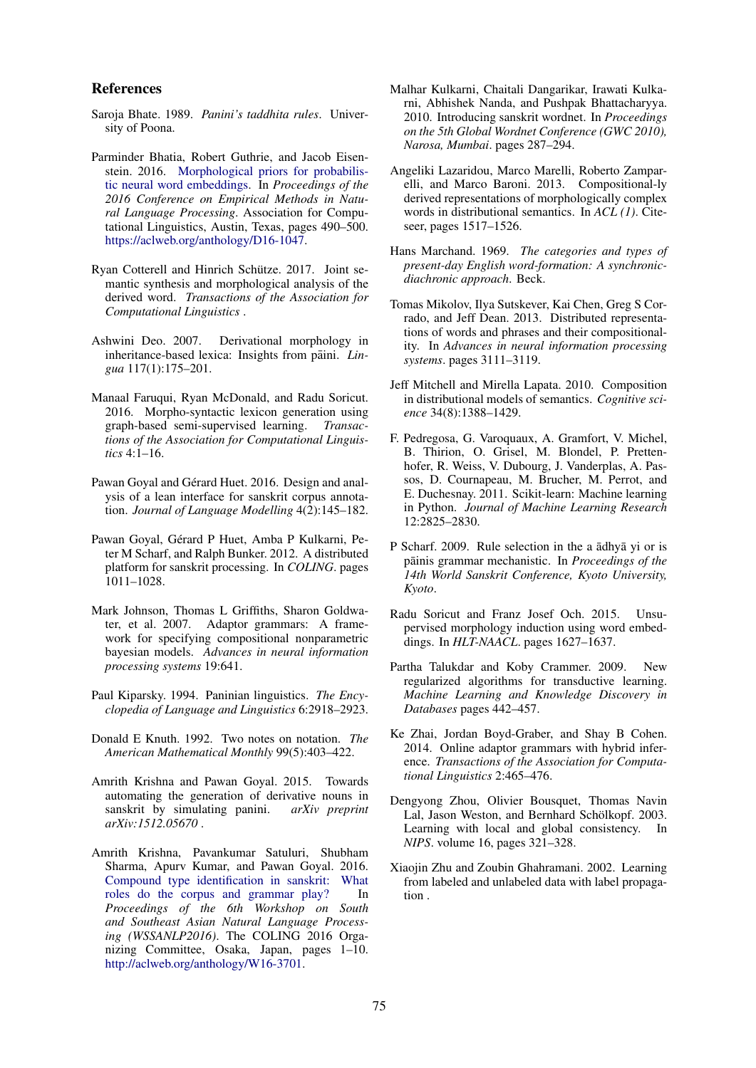## References

Saroja Bhate. 1989. *Panini's taddhita rules*. University of Poona.

Parminder Bhatia, Robert Guthrie, and Jacob Eisenstein. 2016. Morphological priors for probabilistic neural word embeddings. In *Proceedings of the 2016 Conference on Empirical Methods in Natural Language Processing*. Association for Computational Linguistics, Austin, Texas, pages 490–500. https://aclweb.org/anthology/D16-1047.

Ryan Cotterell and Hinrich Schütze. 2017. Joint semantic synthesis and morphological analysis of the derived word. *Transactions of the Association for Computational Linguistics* .

Ashwini Deo. 2007. Derivational morphology in inheritance-based lexica: Insights from pāini. *Lingua* 117(1):175–201.

Manaal Faruqui, Ryan McDonald, and Radu Soricut. 2016. Morpho-syntactic lexicon generation using graph-based semi-supervised learning. *Transactions of the Association for Computational Linguistics* 4:1–16.

Pawan Goyal and Gérard Huet. 2016. Design and analysis of a lean interface for sanskrit corpus annotation. *Journal of Language Modelling* 4(2):145–182.

Pawan Goyal, Gérard P Huet, Amba P Kulkarni, Peter M Scharf, and Ralph Bunker. 2012. A distributed platform for sanskrit processing. In *COLING*. pages 1011–1028.

Mark Johnson, Thomas L Griffiths, Sharon Goldwater, et al. 2007. Adaptor grammars: A framework for specifying compositional nonparametric bayesian models. *Advances in neural information processing systems* 19:641.

Paul Kiparsky. 1994. Paninian linguistics. *The Encyclopedia of Language and Linguistics* 6:2918–2923.

Donald E Knuth. 1992. Two notes on notation. *The American Mathematical Monthly* 99(5):403–422.

Amrith Krishna and Pawan Goyal. 2015. Towards automating the generation of derivative nouns in sanskrit by simulating panini. *arXiv preprint arXiv:1512.05670* .

Amrith Krishna, Pavankumar Satuluri, Shubham Sharma, Apurv Kumar, and Pawan Goyal. 2016. Compound type identification in sanskrit: What roles do the corpus and grammar play? In *Proceedings of the 6th Workshop on South and Southeast Asian Natural Language Processing (WSSANLP2016)*. The COLING 2016 Organizing Committee, Osaka, Japan, pages 1–10. http://aclweb.org/anthology/W16-3701.

Malhar Kulkarni, Chaitali Dangarikar, Irawati Kulkarni, Abhishek Nanda, and Pushpak Bhattacharyya. 2010. Introducing sanskrit wordnet. In *Proceedings on the 5th Global Wordnet Conference (GWC 2010), Narosa, Mumbai*. pages 287–294.

Angeliki Lazaridou, Marco Marelli, Roberto Zamparelli, and Marco Baroni. 2013. Compositional-ly derived representations of morphologically complex words in distributional semantics. In *ACL (1)*. Citeseer, pages 1517–1526.

Hans Marchand. 1969. *The categories and types of present-day English word-formation: A synchronic-diachronic approach*. Beck.

Tomas Mikolov, Ilya Sutskever, Kai Chen, Greg S Corrado, and Jeff Dean. 2013. Distributed representations of words and phrases and their compositionality. In *Advances in neural information processing systems*. pages 3111–3119.

Jeff Mitchell and Mirella Lapata. 2010. Composition in distributional models of semantics. *Cognitive science* 34(8):1388–1429.

F. Pedregosa, G. Varoquaux, A. Gramfort, V. Michel, B. Thirion, O. Grisel, M. Blondel, P. Prettenhofer, R. Weiss, V. Dubourg, J. Vanderplas, A. Passos, D. Cournapeau, M. Brucher, M. Perrot, and E. Duchesnay. 2011. Scikit-learn: Machine learning in Python. *Journal of Machine Learning Research* 12:2825–2830.

P Scharf. 2009. Rule selection in the a ādhyā yi or is pāinis grammar mechanistic. In *Proceedings of the 14th World Sanskrit Conference, Kyoto University, Kyoto*.

Radu Soricut and Franz Josef Och. 2015. Unsupervised morphology induction using word embeddings. In *HLT-NAACL*. pages 1627–1637.

Partha Talukdar and Koby Crammer. 2009. New regularized algorithms for transductive learning. *Machine Learning and Knowledge Discovery in Databases* pages 442–457.

Ke Zhai, Jordan Boyd-Graber, and Shay B Cohen. 2014. Online adaptor grammars with hybrid inference. *Transactions of the Association for Computational Linguistics* 2:465–476.

Dengyong Zhou, Olivier Bousquet, Thomas Navin Lal, Jason Weston, and Bernhard Schölkopf. 2003. Learning with local and global consistency. In *NIPS*. volume 16, pages 321–328.

Xiaojin Zhu and Zoubin Ghahramani. 2002. Learning from labeled and unlabeled data with label propagation .